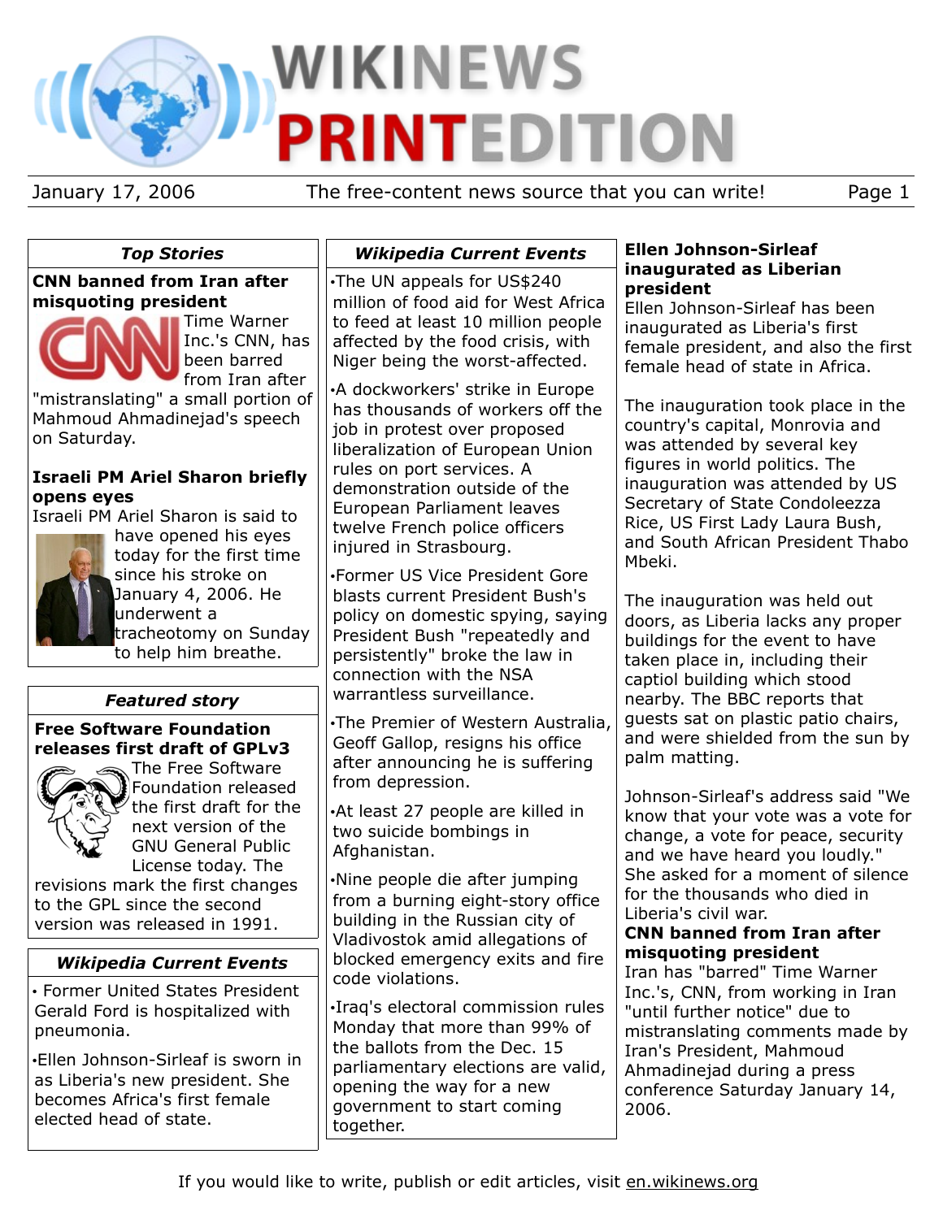# WIKINEWS PRINTEDITION

January 17, 2006 — The free-content news source that you can write!

## Top Stories

### CNN banned from Iran after misquoting president

Time Warner Inc.'s CNN, has been barred from Iran after "mistranslating" a small portion of Mahmoud Ahmadinejad's speech on Saturday.

### Israeli PM Ariel Sharon briefly opens eyes

Israeli PM Ariel Sharon is said to have opened his eyes today for the first time since his stroke on January 4, 2006. He underwent a tracheotomy on Sunday to help him breathe.

## Featured story

### Free Software Foundation releases first draft of GPLv3

The Free Software Foundation released the first draft for the next version of the GNU General Public License today. The revisions mark the first changes to the GPL since the second version was released in 1991.

## Wikipedia Current Events

- Former United States President Gerald Ford is hospitalized with pneumonia.
- Ellen Johnson-Sirleaf is sworn in as Liberia's new president. She becomes Africa's first female elected head of state.

## Wikipedia Current Events

- The UN appeals for US$240 million of food aid for West Africa to feed at least 10 million people affected by the food crisis, with Niger being the worst-affected.
- A dockworkers' strike in Europe has thousands of workers off the job in protest over proposed liberalization of European Union rules on port services. A demonstration outside of the European Parliament leaves twelve French police officers injured in Strasbourg.
- Former US Vice President Gore blasts current President Bush's policy on domestic spying, saying President Bush "repeatedly and persistently" broke the law in connection with the NSA warrantless surveillance.
- The Premier of Western Australia, Geoff Gallop, resigns his office after announcing he is suffering from depression.
- At least 27 people are killed in two suicide bombings in Afghanistan.
- Nine people die after jumping from a burning eight-story office building in the Russian city of Vladivostok amid allegations of blocked emergency exits and fire code violations.
- Iraq's electoral commission rules Monday that more than 99% of the ballots from the Dec. 15 parliamentary elections are valid, opening the way for a new government to start coming together.

## Ellen Johnson-Sirleaf inaugurated as Liberian president

Ellen Johnson-Sirleaf has been inaugurated as Liberia's first female president, and also the first female head of state in Africa.

The inauguration took place in the country's capital, Monrovia and was attended by several key figures in world politics. The inauguration was attended by US Secretary of State Condoleezza Rice, US First Lady Laura Bush, and South African President Thabo Mbeki.

The inauguration was held out doors, as Liberia lacks any proper buildings for the event to have taken place in, including their captiol building which stood nearby. The BBC reports that guests sat on plastic patio chairs, and were shielded from the sun by palm matting.

Johnson-Sirleaf's address said "We know that your vote was a vote for change, a vote for peace, security and we have heard you loudly." She asked for a moment of silence for the thousands who died in Liberia's civil war.

## CNN banned from Iran after misquoting president

Iran has "barred" Time Warner Inc.'s, CNN, from working in Iran "until further notice" due to mistranslating comments made by Iran's President, Mahmoud Ahmadinejad during a press conference Saturday January 14, 2006.

If you would like to write, publish or edit articles, visit en.wikinews.org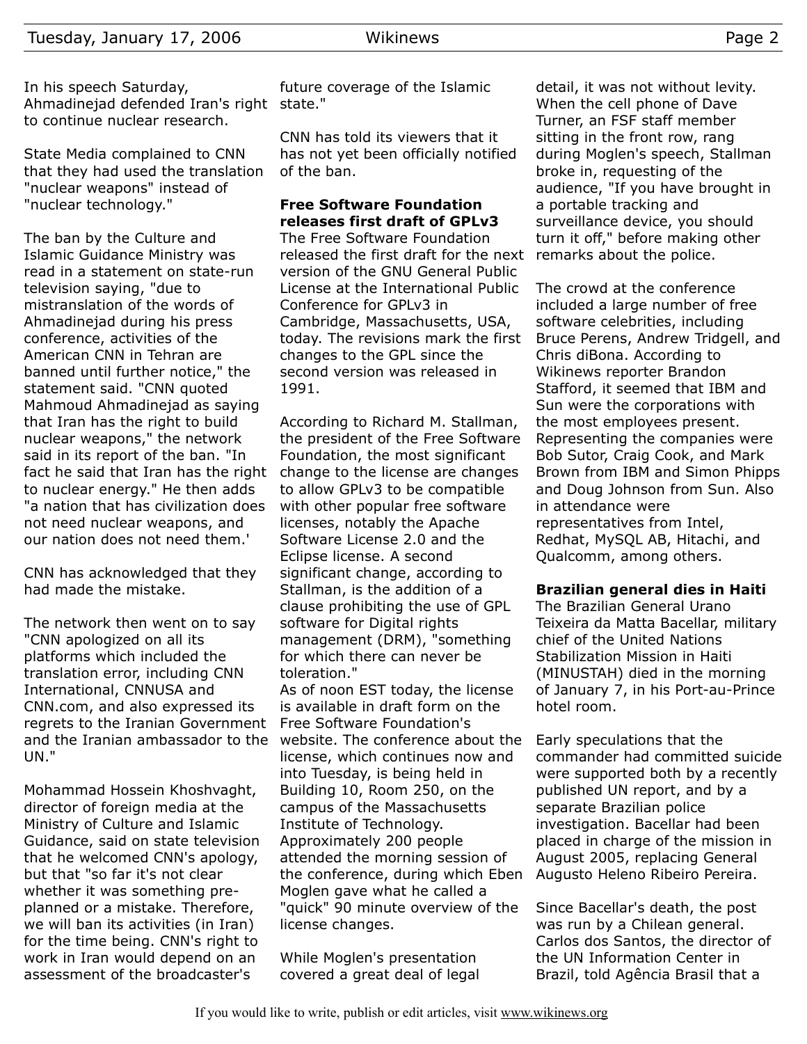In his speech Saturday, Ahmadinejad defended Iran's right to continue nuclear research.

State Media complained to CNN that they had used the translation "nuclear weapons" instead of "nuclear technology."

The ban by the Culture and Islamic Guidance Ministry was read in a statement on state-run television saying, "due to mistranslation of the words of Ahmadinejad during his press conference, activities of the American CNN in Tehran are banned until further notice," the statement said. "CNN quoted Mahmoud Ahmadinejad as saying that Iran has the right to build nuclear weapons," the network said in its report of the ban. "In fact he said that Iran has the right to nuclear energy." He then adds "a nation that has civilization does not need nuclear weapons, and our nation does not need them.'

CNN has acknowledged that they had made the mistake.

The network then went on to say "CNN apologized on all its platforms which included the translation error, including CNN International, CNNUSA and CNN.com, and also expressed its regrets to the Iranian Government and the Iranian ambassador to the UN."

Mohammad Hossein Khoshvaght, director of foreign media at the Ministry of Culture and Islamic Guidance, said on state television that he welcomed CNN's apology, but that "so far it's not clear whether it was something pre-planned or a mistake. Therefore, we will ban its activities (in Iran) for the time being. CNN's right to work in Iran would depend on an assessment of the broadcaster's future coverage of the Islamic state."

CNN has told its viewers that it has not yet been officially notified of the ban.

**Free Software Foundation releases first draft of GPLv3**

The Free Software Foundation released the first draft for the next version of the GNU General Public License at the International Public Conference for GPLv3 in Cambridge, Massachusetts, USA, today. The revisions mark the first changes to the GPL since the second version was released in 1991.

According to Richard M. Stallman, the president of the Free Software Foundation, the most significant change to the license are changes to allow GPLv3 to be compatible with other popular free software licenses, notably the Apache Software License 2.0 and the Eclipse license. A second significant change, according to Stallman, is the addition of a clause prohibiting the use of GPL software for Digital rights management (DRM), "something for which there can never be toleration."

As of noon EST today, the license is available in draft form on the Free Software Foundation's website. The conference about the license, which continues now and into Tuesday, is being held in Building 10, Room 250, on the campus of the Massachusetts Institute of Technology. Approximately 200 people attended the morning session of the conference, during which Eben Moglen gave what he called a "quick" 90 minute overview of the license changes.

While Moglen's presentation covered a great deal of legal detail, it was not without levity. When the cell phone of Dave Turner, an FSF staff member sitting in the front row, rang during Moglen's speech, Stallman broke in, requesting of the audience, "If you have brought in a portable tracking and surveillance device, you should turn it off," before making other remarks about the police.

The crowd at the conference included a large number of free software celebrities, including Bruce Perens, Andrew Tridgell, and Chris diBona. According to Wikinews reporter Brandon Stafford, it seemed that IBM and Sun were the corporations with the most employees present. Representing the companies were Bob Sutor, Craig Cook, and Mark Brown from IBM and Simon Phipps and Doug Johnson from Sun. Also in attendance were representatives from Intel, Redhat, MySQL AB, Hitachi, and Qualcomm, among others.

**Brazilian general dies in Haiti**

The Brazilian General Urano Teixeira da Matta Bacellar, military chief of the United Nations Stabilization Mission in Haiti (MINUSTAH) died in the morning of January 7, in his Port-au-Prince hotel room.

Early speculations that the commander had committed suicide were supported both by a recently published UN report, and by a separate Brazilian police investigation. Bacellar had been placed in charge of the mission in August 2005, replacing General Augusto Heleno Ribeiro Pereira.

Since Bacellar's death, the post was run by a Chilean general. Carlos dos Santos, the director of the UN Information Center in Brazil, told Agência Brasil that a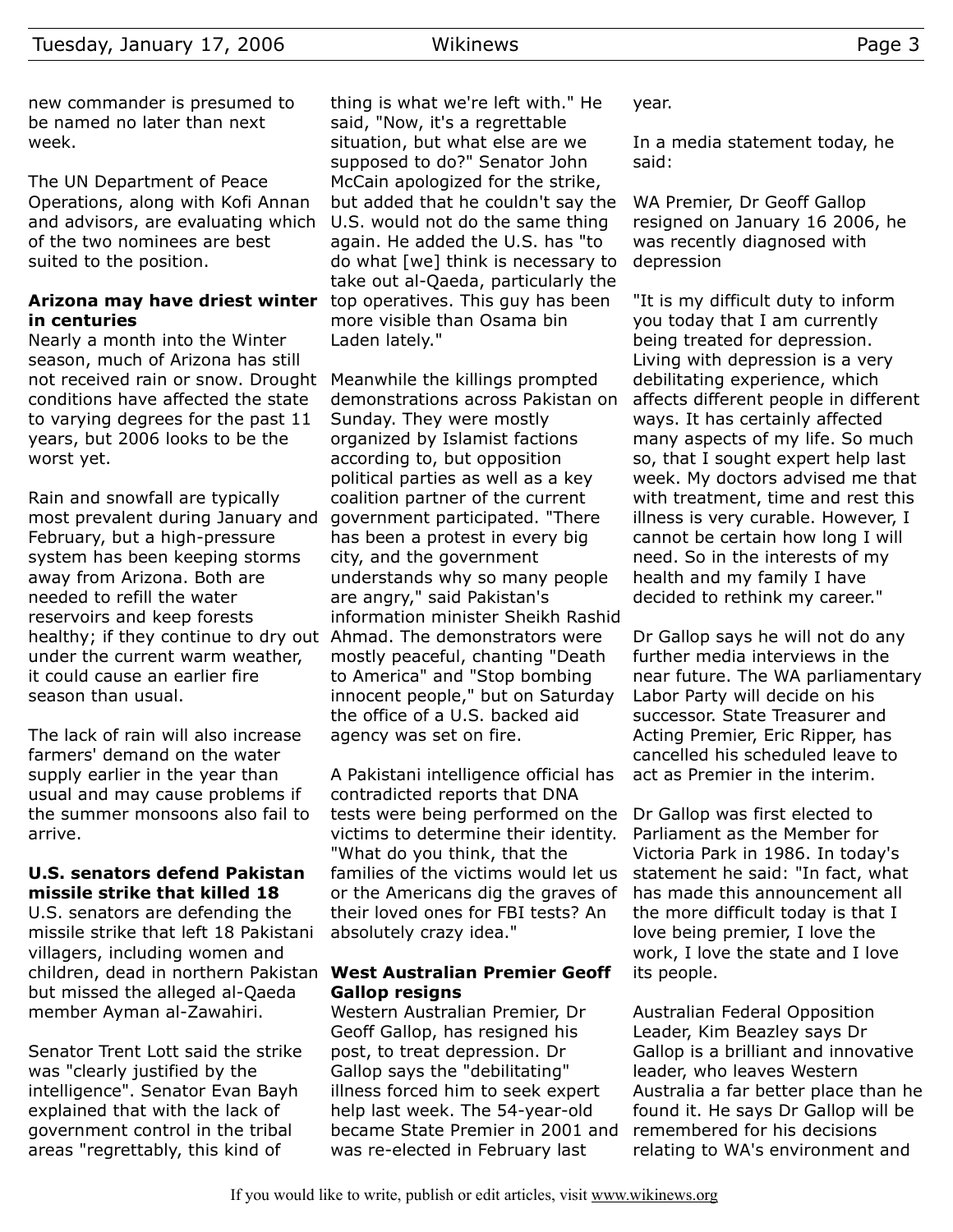new commander is presumed to be named no later than next week.

The UN Department of Peace Operations, along with Kofi Annan and advisors, are evaluating which of the two nominees are best suited to the position.

### Arizona may have driest winter in centuries

Nearly a month into the Winter season, much of Arizona has still not received rain or snow. Drought conditions have affected the state to varying degrees for the past 11 years, but 2006 looks to be the worst yet.

Rain and snowfall are typically most prevalent during January and February, but a high-pressure system has been keeping storms away from Arizona. Both are needed to refill the water reservoirs and keep forests healthy; if they continue to dry out under the current warm weather, it could cause an earlier fire season than usual.

The lack of rain will also increase farmers' demand on the water supply earlier in the year than usual and may cause problems if the summer monsoons also fail to arrive.

### U.S. senators defend Pakistan missile strike that killed 18

U.S. senators are defending the missile strike that left 18 Pakistani villagers, including women and children, dead in northern Pakistan but missed the alleged al-Qaeda member Ayman al-Zawahiri.

Senator Trent Lott said the strike was "clearly justified by the intelligence". Senator Evan Bayh explained that with the lack of government control in the tribal areas "regrettably, this kind of thing is what we're left with." He said, "Now, it's a regrettable situation, but what else are we supposed to do?" Senator John McCain apologized for the strike, but added that he couldn't say the U.S. would not do the same thing again. He added the U.S. has "to do what [we] think is necessary to take out al-Qaeda, particularly the top operatives. This guy has been more visible than Osama bin Laden lately."

Meanwhile the killings prompted demonstrations across Pakistan on Sunday. They were mostly organized by Islamist factions according to, but opposition political parties as well as a key coalition partner of the current government participated. "There has been a protest in every big city, and the government understands why so many people are angry," said Pakistan's information minister Sheikh Rashid Ahmad. The demonstrators were mostly peaceful, chanting "Death to America" and "Stop bombing innocent people," but on Saturday the office of a U.S. backed aid agency was set on fire.

A Pakistani intelligence official has contradicted reports that DNA tests were being performed on the victims to determine their identity. "What do you think, that the families of the victims would let us or the Americans dig the graves of their loved ones for FBI tests? An absolutely crazy idea."

### West Australian Premier Geoff Gallop resigns

Western Australian Premier, Dr Geoff Gallop, has resigned his post, to treat depression. Dr Gallop says the "debilitating" illness forced him to seek expert help last week. The 54-year-old became State Premier in 2001 and was re-elected in February last year.

In a media statement today, he said:

WA Premier, Dr Geoff Gallop resigned on January 16 2006, he was recently diagnosed with depression

"It is my difficult duty to inform you today that I am currently being treated for depression. Living with depression is a very debilitating experience, which affects different people in different ways. It has certainly affected many aspects of my life. So much so, that I sought expert help last week. My doctors advised me that with treatment, time and rest this illness is very curable. However, I cannot be certain how long I will need. So in the interests of my health and my family I have decided to rethink my career."

Dr Gallop says he will not do any further media interviews in the near future. The WA parliamentary Labor Party will decide on his successor. State Treasurer and Acting Premier, Eric Ripper, has cancelled his scheduled leave to act as Premier in the interim.

Dr Gallop was first elected to Parliament as the Member for Victoria Park in 1986. In today's statement he said: "In fact, what has made this announcement all the more difficult today is that I love being premier, I love the work, I love the state and I love its people.

Australian Federal Opposition Leader, Kim Beazley says Dr Gallop is a brilliant and innovative leader, who leaves Western Australia a far better place than he found it. He says Dr Gallop will be remembered for his decisions relating to WA's environment and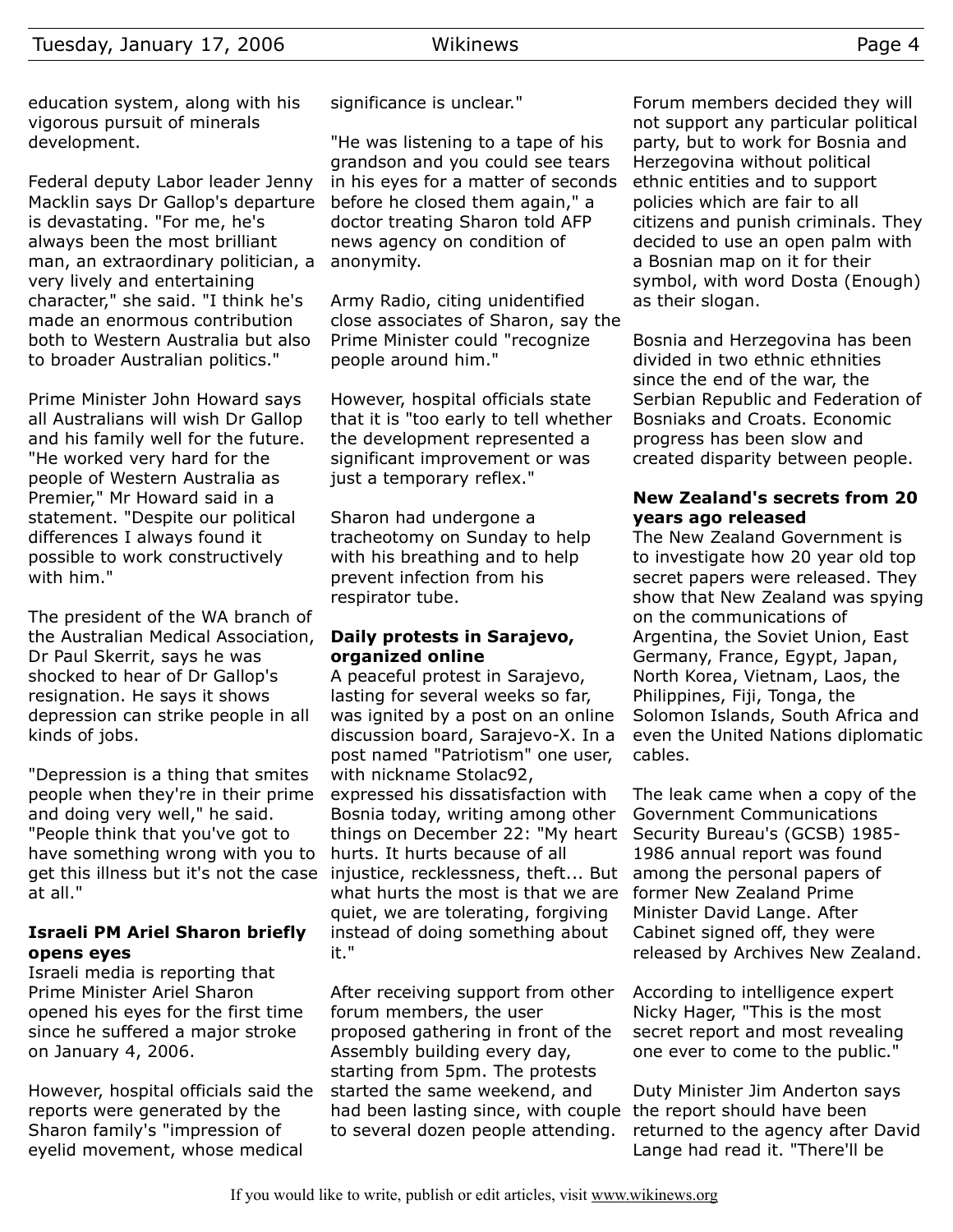education system, along with his vigorous pursuit of minerals development.

Federal deputy Labor leader Jenny Macklin says Dr Gallop's departure is devastating. "For me, he's always been the most brilliant man, an extraordinary politician, a very lively and entertaining character," she said. "I think he's made an enormous contribution both to Western Australia but also to broader Australian politics."

Prime Minister John Howard says all Australians will wish Dr Gallop and his family well for the future. "He worked very hard for the people of Western Australia as Premier," Mr Howard said in a statement. "Despite our political differences I always found it possible to work constructively with him."

The president of the WA branch of the Australian Medical Association, Dr Paul Skerrit, says he was shocked to hear of Dr Gallop's resignation. He says it shows depression can strike people in all kinds of jobs.

"Depression is a thing that smites people when they're in their prime and doing very well," he said. "People think that you've got to have something wrong with you to get this illness but it's not the case at all."

**Israeli PM Ariel Sharon briefly opens eyes**

Israeli media is reporting that Prime Minister Ariel Sharon opened his eyes for the first time since he suffered a major stroke on January 4, 2006.

However, hospital officials said the reports were generated by the Sharon family's "impression of eyelid movement, whose medical significance is unclear."

"He was listening to a tape of his grandson and you could see tears in his eyes for a matter of seconds before he closed them again," a doctor treating Sharon told AFP news agency on condition of anonymity.

Army Radio, citing unidentified close associates of Sharon, say the Prime Minister could "recognize people around him."

However, hospital officials state that it is "too early to tell whether the development represented a significant improvement or was just a temporary reflex."

Sharon had undergone a tracheotomy on Sunday to help with his breathing and to help prevent infection from his respirator tube.

**Daily protests in Sarajevo, organized online**

A peaceful protest in Sarajevo, lasting for several weeks so far, was ignited by a post on an online discussion board, Sarajevo-X. In a post named "Patriotism" one user, with nickname Stolac92, expressed his dissatisfaction with Bosnia today, writing among other things on December 22: "My heart hurts. It hurts because of all injustice, recklessness, theft... But what hurts the most is that we are quiet, we are tolerating, forgiving instead of doing something about it."

After receiving support from other forum members, the user proposed gathering in front of the Assembly building every day, starting from 5pm. The protests started the same weekend, and had been lasting since, with couple to several dozen people attending.

Forum members decided they will not support any particular political party, but to work for Bosnia and Herzegovina without political ethnic entities and to support policies which are fair to all citizens and punish criminals. They decided to use an open palm with a Bosnian map on it for their symbol, with word Dosta (Enough) as their slogan.

Bosnia and Herzegovina has been divided in two ethnic ethnities since the end of the war, the Serbian Republic and Federation of Bosniaks and Croats. Economic progress has been slow and created disparity between people.

**New Zealand's secrets from 20 years ago released**

The New Zealand Government is to investigate how 20 year old top secret papers were released. They show that New Zealand was spying on the communications of Argentina, the Soviet Union, East Germany, France, Egypt, Japan, North Korea, Vietnam, Laos, the Philippines, Fiji, Tonga, the Solomon Islands, South Africa and even the United Nations diplomatic cables.

The leak came when a copy of the Government Communications Security Bureau's (GCSB) 1985-1986 annual report was found among the personal papers of former New Zealand Prime Minister David Lange. After Cabinet signed off, they were released by Archives New Zealand.

According to intelligence expert Nicky Hager, "This is the most secret report and most revealing one ever to come to the public."

Duty Minister Jim Anderton says the report should have been returned to the agency after David Lange had read it. "There'll be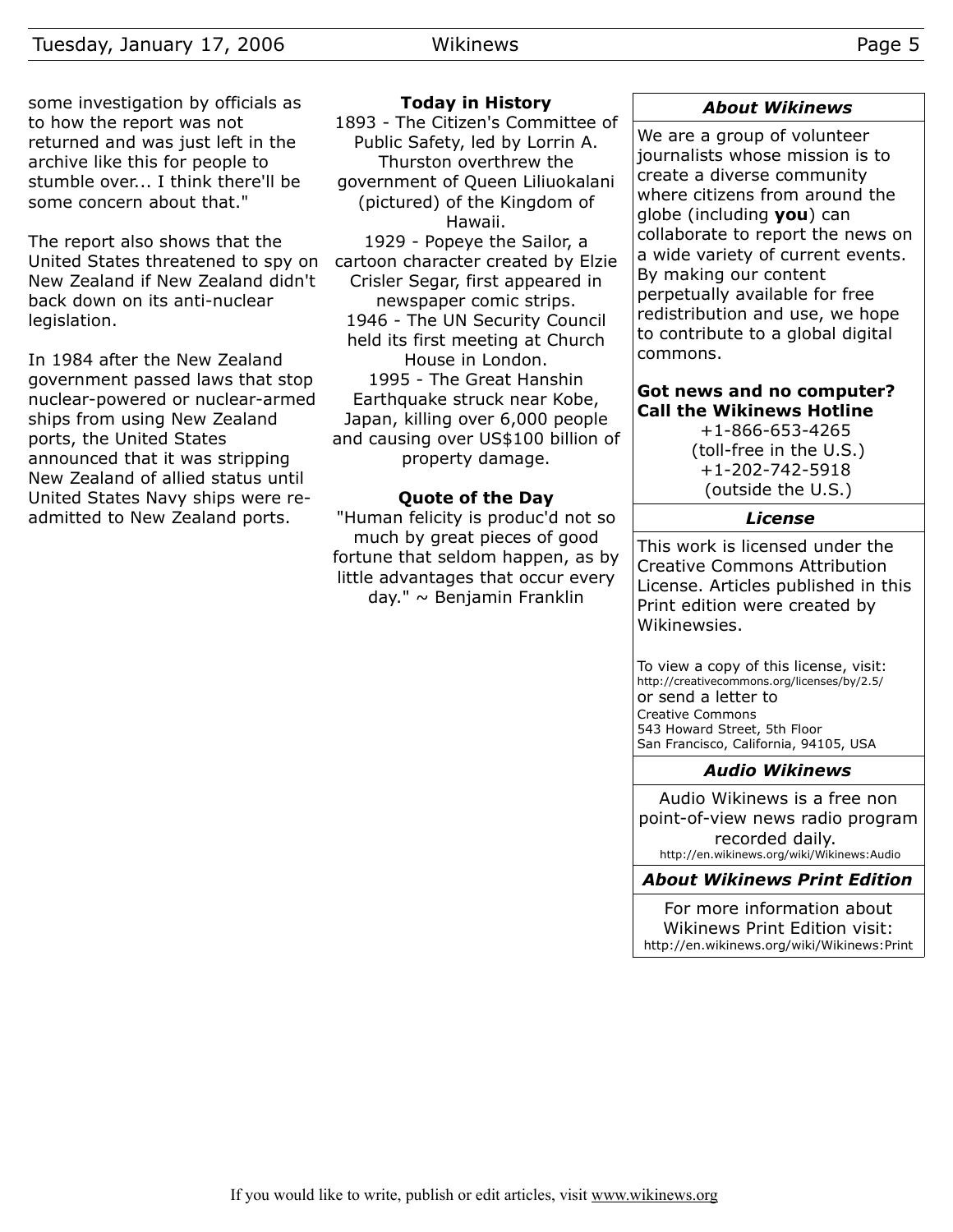some investigation by officials as to how the report was not returned and was just left in the archive like this for people to stumble over... I think there'll be some concern about that."

The report also shows that the United States threatened to spy on New Zealand if New Zealand didn't back down on its anti-nuclear legislation.

In 1984 after the New Zealand government passed laws that stop nuclear-powered or nuclear-armed ships from using New Zealand ports, the United States announced that it was stripping New Zealand of allied status until United States Navy ships were re-admitted to New Zealand ports.

**Today in History**

1893 - The Citizen's Committee of Public Safety, led by Lorrin A. Thurston overthrew the government of Queen Liliuokalani (pictured) of the Kingdom of Hawaii.
1929 - Popeye the Sailor, a cartoon character created by Elzie Crisler Segar, first appeared in newspaper comic strips.
1946 - The UN Security Council held its first meeting at Church House in London.
1995 - The Great Hanshin Earthquake struck near Kobe, Japan, killing over 6,000 people and causing over US$100 billion of property damage.

**Quote of the Day**

"Human felicity is produc'd not so much by great pieces of good fortune that seldom happen, as by little advantages that occur every day." ~ Benjamin Franklin

***About Wikinews***

We are a group of volunteer journalists whose mission is to create a diverse community where citizens from around the globe (including **you**) can collaborate to report the news on a wide variety of current events. By making our content perpetually available for free redistribution and use, we hope to contribute to a global digital commons.

**Got news and no computer? Call the Wikinews Hotline**

+1-866-653-4265
(toll-free in the U.S.)
+1-202-742-5918
(outside the U.S.)

***License***

This work is licensed under the Creative Commons Attribution License. Articles published in this Print edition were created by Wikinewsies.

To view a copy of this license, visit:
http://creativecommons.org/licenses/by/2.5/
or send a letter to
Creative Commons
543 Howard Street, 5th Floor
San Francisco, California, 94105, USA

***Audio Wikinews***

Audio Wikinews is a free non point-of-view news radio program recorded daily.
http://en.wikinews.org/wiki/Wikinews:Audio

***About Wikinews Print Edition***

For more information about Wikinews Print Edition visit:
http://en.wikinews.org/wiki/Wikinews:Print

If you would like to write, publish or edit articles, visit www.wikinews.org